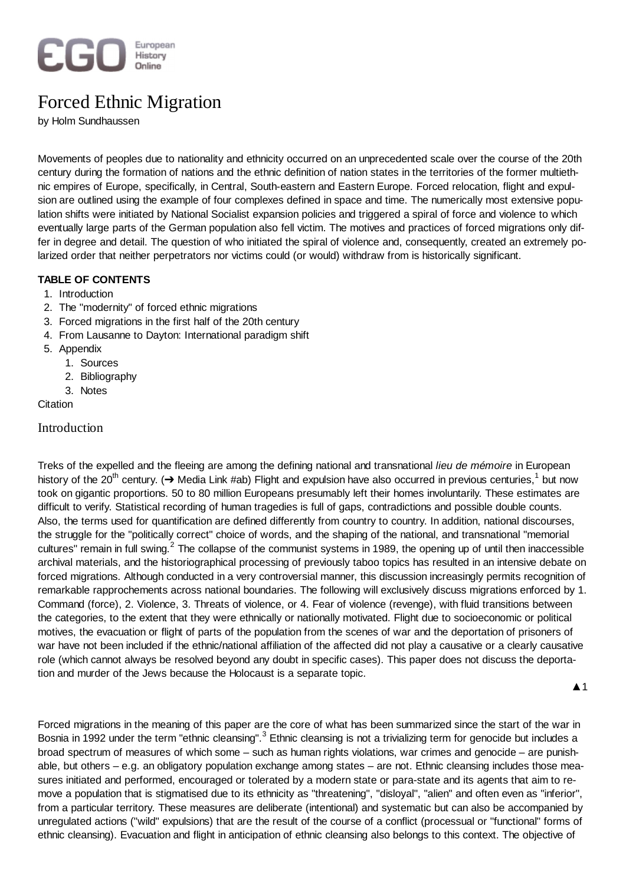# Forced Ethnic Migration

by Holm Sundhaussen

Movements of peoples due to nationality and ethnicity occurred on an unprecedented scale over the course of the 20th century during the formation of nations and the ethnic definition of nation states in the territories of the former multiethnic empires of Europe, specifically, in Central, South-eastern and Eastern Europe. Forced relocation, flight and expulsion are outlined using the example of four complexes defined in space and time. The numerically most extensive population shifts were initiated by National Socialist expansion policies and triggered a spiral of force and violence to which eventually large parts of the German population also fell victim. The motives and practices of forced migrations only differ in degree and detail. The question of who initiated the spiral of violence and, consequently, created an extremely polarized order that neither perpetrators nor victims could (or would) withdraw from is historically significant.

**TABLE OF CONTENTS**

1. Introduction
2. The "modernity" of forced ethnic migrations
3. Forced migrations in the first half of the 20th century
4. From Lausanne to Dayton: International paradigm shift
5. Appendix
   1. Sources
   2. Bibliography
   3. Notes

Citation

## Introduction

Treks of the expelled and the fleeing are among the defining national and transnational *lieu de mémoire* in European history of the 20th century. (➔ Media Link #ab) Flight and expulsion have also occurred in previous centuries,[1] but now took on gigantic proportions. 50 to 80 million Europeans presumably left their homes involuntarily. These estimates are difficult to verify. Statistical recording of human tragedies is full of gaps, contradictions and possible double counts. Also, the terms used for quantification are defined differently from country to country. In addition, national discourses, the struggle for the "politically correct" choice of words, and the shaping of the national, and transnational "memorial cultures" remain in full swing.[2] The collapse of the communist systems in 1989, the opening up of until then inaccessible archival materials, and the historiographical processing of previously taboo topics has resulted in an intensive debate on forced migrations. Although conducted in a very controversial manner, this discussion increasingly permits recognition of remarkable rapprochements across national boundaries. The following will exclusively discuss migrations enforced by 1. Command (force), 2. Violence, 3. Threats of violence, or 4. Fear of violence (revenge), with fluid transitions between the categories, to the extent that they were ethnically or nationally motivated. Flight due to socioeconomic or political motives, the evacuation or flight of parts of the population from the scenes of war and the deportation of prisoners of war have not been included if the ethnic/national affiliation of the affected did not play a causative or a clearly causative role (which cannot always be resolved beyond any doubt in specific cases). This paper does not discuss the deportation and murder of the Jews because the Holocaust is a separate topic.

▲1

Forced migrations in the meaning of this paper are the core of what has been summarized since the start of the war in Bosnia in 1992 under the term "ethnic cleansing".[3] Ethnic cleansing is not a trivializing term for genocide but includes a broad spectrum of measures of which some – such as human rights violations, war crimes and genocide – are punishable, but others – e.g. an obligatory population exchange among states – are not. Ethnic cleansing includes those measures initiated and performed, encouraged or tolerated by a modern state or para-state and its agents that aim to remove a population that is stigmatised due to its ethnicity as "threatening", "disloyal", "alien" and often even as "inferior", from a particular territory. These measures are deliberate (intentional) and systematic but can also be accompanied by unregulated actions ("wild" expulsions) that are the result of the course of a conflict (processual or "functional" forms of ethnic cleansing). Evacuation and flight in anticipation of ethnic cleansing also belongs to this context. The objective of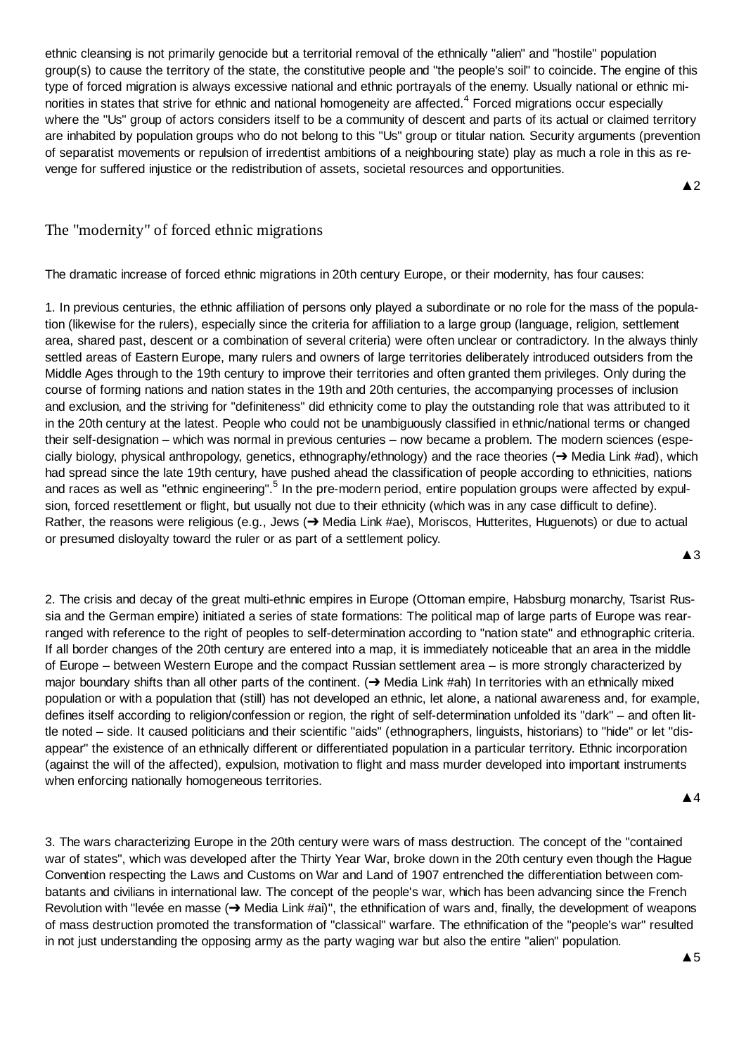ethnic cleansing is not primarily genocide but a territorial removal of the ethnically "alien" and "hostile" population group(s) to cause the territory of the state, the constitutive people and "the people's soil" to coincide. The engine of this type of forced migration is always excessive national and ethnic portrayals of the enemy. Usually national or ethnic minorities in states that strive for ethnic and national homogeneity are affected.[4] Forced migrations occur especially where the "Us" group of actors considers itself to be a community of descent and parts of its actual or claimed territory are inhabited by population groups who do not belong to this "Us" group or titular nation. Security arguments (prevention of separatist movements or repulsion of irredentist ambitions of a neighbouring state) play as much a role in this as revenge for suffered injustice or the redistribution of assets, societal resources and opportunities.

▲2

## The "modernity" of forced ethnic migrations

The dramatic increase of forced ethnic migrations in 20th century Europe, or their modernity, has four causes:

1. In previous centuries, the ethnic affiliation of persons only played a subordinate or no role for the mass of the population (likewise for the rulers), especially since the criteria for affiliation to a large group (language, religion, settlement area, shared past, descent or a combination of several criteria) were often unclear or contradictory. In the always thinly settled areas of Eastern Europe, many rulers and owners of large territories deliberately introduced outsiders from the Middle Ages through to the 19th century to improve their territories and often granted them privileges. Only during the course of forming nations and nation states in the 19th and 20th centuries, the accompanying processes of inclusion and exclusion, and the striving for "definiteness" did ethnicity come to play the outstanding role that was attributed to it in the 20th century at the latest. People who could not be unambiguously classified in ethnic/national terms or changed their self-designation – which was normal in previous centuries – now became a problem. The modern sciences (especially biology, physical anthropology, genetics, ethnography/ethnology) and the race theories (➔ Media Link #ad), which had spread since the late 19th century, have pushed ahead the classification of people according to ethnicities, nations and races as well as "ethnic engineering".[5] In the pre-modern period, entire population groups were affected by expulsion, forced resettlement or flight, but usually not due to their ethnicity (which was in any case difficult to define). Rather, the reasons were religious (e.g., Jews (➔ Media Link #ae), Moriscos, Hutterites, Huguenots) or due to actual or presumed disloyalty toward the ruler or as part of a settlement policy.

▲3

2. The crisis and decay of the great multi-ethnic empires in Europe (Ottoman empire, Habsburg monarchy, Tsarist Russia and the German empire) initiated a series of state formations: The political map of large parts of Europe was rearranged with reference to the right of peoples to self-determination according to "nation state" and ethnographic criteria. If all border changes of the 20th century are entered into a map, it is immediately noticeable that an area in the middle of Europe – between Western Europe and the compact Russian settlement area – is more strongly characterized by major boundary shifts than all other parts of the continent. (➔ Media Link #ah) In territories with an ethnically mixed population or with a population that (still) has not developed an ethnic, let alone, a national awareness and, for example, defines itself according to religion/confession or region, the right of self-determination unfolded its "dark" – and often little noted – side. It caused politicians and their scientific "aids" (ethnographers, linguists, historians) to "hide" or let "disappear" the existence of an ethnically different or differentiated population in a particular territory. Ethnic incorporation (against the will of the affected), expulsion, motivation to flight and mass murder developed into important instruments when enforcing nationally homogeneous territories.

▲4

3. The wars characterizing Europe in the 20th century were wars of mass destruction. The concept of the "contained war of states", which was developed after the Thirty Year War, broke down in the 20th century even though the Hague Convention respecting the Laws and Customs on War and Land of 1907 entrenched the differentiation between combatants and civilians in international law. The concept of the people's war, which has been advancing since the French Revolution with "levée en masse (➔ Media Link #ai)", the ethnification of wars and, finally, the development of weapons of mass destruction promoted the transformation of "classical" warfare. The ethnification of the "people's war" resulted in not just understanding the opposing army as the party waging war but also the entire "alien" population.

▲5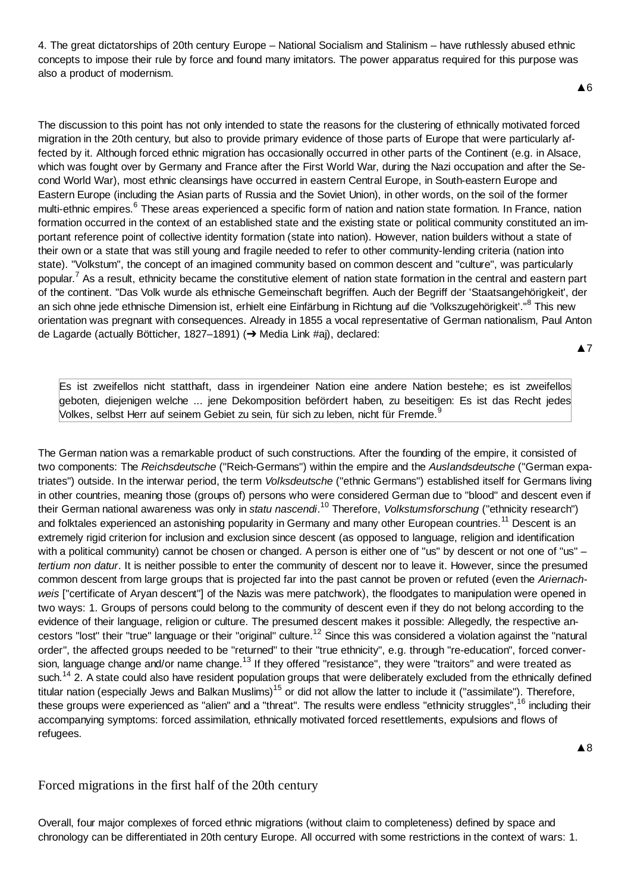4. The great dictatorships of 20th century Europe – National Socialism and Stalinism – have ruthlessly abused ethnic concepts to impose their rule by force and found many imitators. The power apparatus required for this purpose was also a product of modernism.

▲6

The discussion to this point has not only intended to state the reasons for the clustering of ethnically motivated forced migration in the 20th century, but also to provide primary evidence of those parts of Europe that were particularly affected by it. Although forced ethnic migration has occasionally occurred in other parts of the Continent (e.g. in Alsace, which was fought over by Germany and France after the First World War, during the Nazi occupation and after the Second World War), most ethnic cleansings have occurred in eastern Central Europe, in South-eastern Europe and Eastern Europe (including the Asian parts of Russia and the Soviet Union), in other words, on the soil of the former multi-ethnic empires.[6] These areas experienced a specific form of nation and nation state formation. In France, nation formation occurred in the context of an established state and the existing state or political community constituted an important reference point of collective identity formation (state into nation). However, nation builders without a state of their own or a state that was still young and fragile needed to refer to other community-lending criteria (nation into state). "Volkstum", the concept of an imagined community based on common descent and "culture", was particularly popular.[7] As a result, ethnicity became the constitutive element of nation state formation in the central and eastern part of the continent. "Das Volk wurde als ethnische Gemeinschaft begriffen. Auch der Begriff der 'Staatsangehörigkeit', der an sich ohne jede ethnische Dimension ist, erhielt eine Einfärbung in Richtung auf die 'Volkszugehörigkeit'."[8] This new orientation was pregnant with consequences. Already in 1855 a vocal representative of German nationalism, Paul Anton de Lagarde (actually Bötticher, 1827–1891) (➔ Media Link #aj), declared:

▲7

> Es ist zweifellos nicht statthaft, dass in irgendeiner Nation eine andere Nation bestehe; es ist zweifellos geboten, diejenigen welche ... jene Dekomposition befördert haben, zu beseitigen: Es ist das Recht jedes Volkes, selbst Herr auf seinem Gebiet zu sein, für sich zu leben, nicht für Fremde.[9]

The German nation was a remarkable product of such constructions. After the founding of the empire, it consisted of two components: The *Reichsdeutsche* ("Reich-Germans") within the empire and the *Auslandsdeutsche* ("German expatriates") outside. In the interwar period, the term *Volksdeutsche* ("ethnic Germans") established itself for Germans living in other countries, meaning those (groups of) persons who were considered German due to "blood" and descent even if their German national awareness was only in *statu nascendi*.[10] Therefore, *Volkstumsforschung* ("ethnicity research") and folktales experienced an astonishing popularity in Germany and many other European countries.[11] Descent is an extremely rigid criterion for inclusion and exclusion since descent (as opposed to language, religion and identification with a political community) cannot be chosen or changed. A person is either one of "us" by descent or not one of "us" – *tertium non datur*. It is neither possible to enter the community of descent nor to leave it. However, since the presumed common descent from large groups that is projected far into the past cannot be proven or refuted (even the *Ariernachweis* ["certificate of Aryan descent"] of the Nazis was mere patchwork), the floodgates to manipulation were opened in two ways: 1. Groups of persons could belong to the community of descent even if they do not belong according to the evidence of their language, religion or culture. The presumed descent makes it possible: Allegedly, the respective ancestors "lost" their "true" language or their "original" culture.[12] Since this was considered a violation against the "natural order", the affected groups needed to be "returned" to their "true ethnicity", e.g. through "re-education", forced conversion, language change and/or name change.[13] If they offered "resistance", they were "traitors" and were treated as such.[14] 2. A state could also have resident population groups that were deliberately excluded from the ethnically defined titular nation (especially Jews and Balkan Muslims)[15] or did not allow the latter to include it ("assimilate"). Therefore, these groups were experienced as "alien" and a "threat". The results were endless "ethnicity struggles",[16] including their accompanying symptoms: forced assimilation, ethnically motivated forced resettlements, expulsions and flows of refugees.

▲8

## Forced migrations in the first half of the 20th century

Overall, four major complexes of forced ethnic migrations (without claim to completeness) defined by space and chronology can be differentiated in 20th century Europe. All occurred with some restrictions in the context of wars: 1.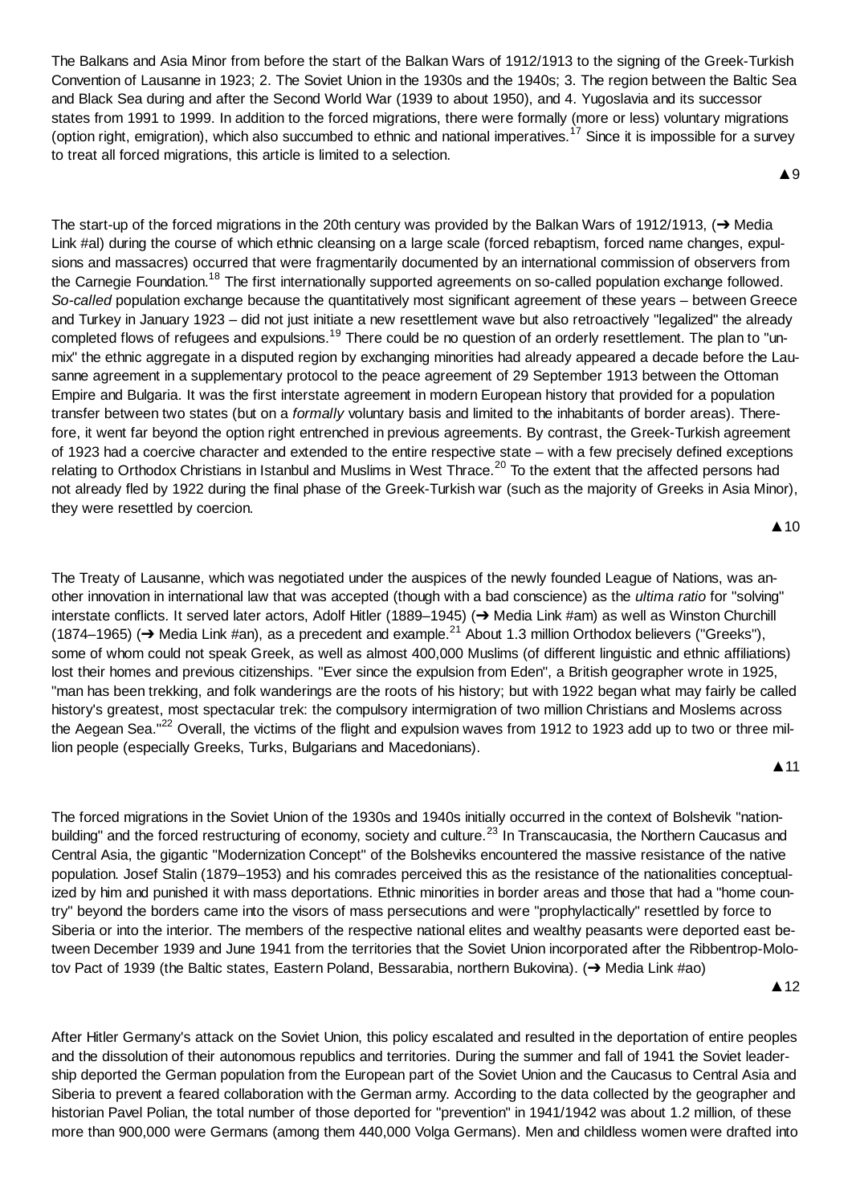The Balkans and Asia Minor from before the start of the Balkan Wars of 1912/1913 to the signing of the Greek-Turkish Convention of Lausanne in 1923; 2. The Soviet Union in the 1930s and the 1940s; 3. The region between the Baltic Sea and Black Sea during and after the Second World War (1939 to about 1950), and 4. Yugoslavia and its successor states from 1991 to 1999. In addition to the forced migrations, there were formally (more or less) voluntary migrations (option right, emigration), which also succumbed to ethnic and national imperatives.[17] Since it is impossible for a survey to treat all forced migrations, this article is limited to a selection.

▲9

The start-up of the forced migrations in the 20th century was provided by the Balkan Wars of 1912/1913, (➔ Media Link #al) during the course of which ethnic cleansing on a large scale (forced rebaptism, forced name changes, expulsions and massacres) occurred that were fragmentarily documented by an international commission of observers from the Carnegie Foundation.[18] The first internationally supported agreements on so-called population exchange followed. *So-called* population exchange because the quantitatively most significant agreement of these years – between Greece and Turkey in January 1923 – did not just initiate a new resettlement wave but also retroactively "legalized" the already completed flows of refugees and expulsions.[19] There could be no question of an orderly resettlement. The plan to "unmix" the ethnic aggregate in a disputed region by exchanging minorities had already appeared a decade before the Lausanne agreement in a supplementary protocol to the peace agreement of 29 September 1913 between the Ottoman Empire and Bulgaria. It was the first interstate agreement in modern European history that provided for a population transfer between two states (but on a *formally* voluntary basis and limited to the inhabitants of border areas). Therefore, it went far beyond the option right entrenched in previous agreements. By contrast, the Greek-Turkish agreement of 1923 had a coercive character and extended to the entire respective state – with a few precisely defined exceptions relating to Orthodox Christians in Istanbul and Muslims in West Thrace.[20] To the extent that the affected persons had not already fled by 1922 during the final phase of the Greek-Turkish war (such as the majority of Greeks in Asia Minor), they were resettled by coercion.

▲10

The Treaty of Lausanne, which was negotiated under the auspices of the newly founded League of Nations, was another innovation in international law that was accepted (though with a bad conscience) as the *ultima ratio* for "solving" interstate conflicts. It served later actors, Adolf Hitler (1889–1945) (➔ Media Link #am) as well as Winston Churchill (1874–1965) (➔ Media Link #an), as a precedent and example.[21] About 1.3 million Orthodox believers ("Greeks"), some of whom could not speak Greek, as well as almost 400,000 Muslims (of different linguistic and ethnic affiliations) lost their homes and previous citizenships. "Ever since the expulsion from Eden", a British geographer wrote in 1925, "man has been trekking, and folk wanderings are the roots of his history; but with 1922 began what may fairly be called history's greatest, most spectacular trek: the compulsory intermigration of two million Christians and Moslems across the Aegean Sea."[22] Overall, the victims of the flight and expulsion waves from 1912 to 1923 add up to two or three million people (especially Greeks, Turks, Bulgarians and Macedonians).

▲11

The forced migrations in the Soviet Union of the 1930s and 1940s initially occurred in the context of Bolshevik "nation-building" and the forced restructuring of economy, society and culture.[23] In Transcaucasia, the Northern Caucasus and Central Asia, the gigantic "Modernization Concept" of the Bolsheviks encountered the massive resistance of the native population. Josef Stalin (1879–1953) and his comrades perceived this as the resistance of the nationalities conceptualized by him and punished it with mass deportations. Ethnic minorities in border areas and those that had a "home country" beyond the borders came into the visors of mass persecutions and were "prophylactically" resettled by force to Siberia or into the interior. The members of the respective national elites and wealthy peasants were deported east between December 1939 and June 1941 from the territories that the Soviet Union incorporated after the Ribbentrop-Molotov Pact of 1939 (the Baltic states, Eastern Poland, Bessarabia, northern Bukovina). (➔ Media Link #ao)

▲12

After Hitler Germany's attack on the Soviet Union, this policy escalated and resulted in the deportation of entire peoples and the dissolution of their autonomous republics and territories. During the summer and fall of 1941 the Soviet leadership deported the German population from the European part of the Soviet Union and the Caucasus to Central Asia and Siberia to prevent a feared collaboration with the German army. According to the data collected by the geographer and historian Pavel Polian, the total number of those deported for "prevention" in 1941/1942 was about 1.2 million, of these more than 900,000 were Germans (among them 440,000 Volga Germans). Men and childless women were drafted into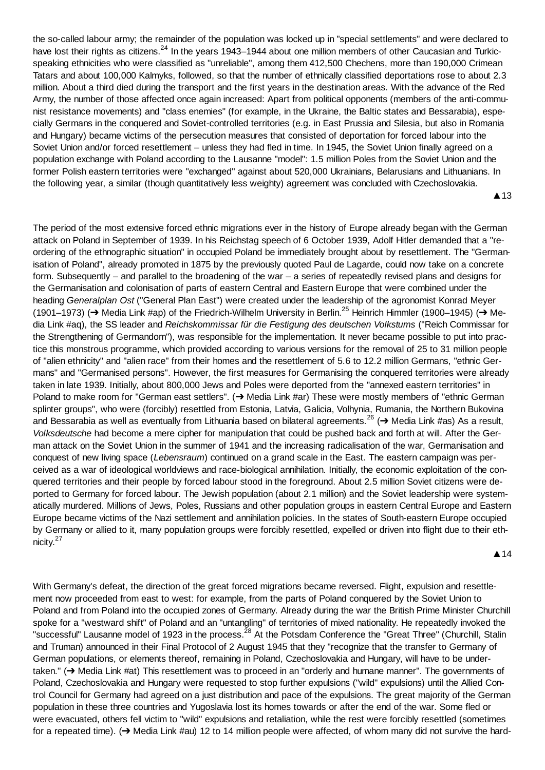the so-called labour army; the remainder of the population was locked up in "special settlements" and were declared to have lost their rights as citizens.[24] In the years 1943–1944 about one million members of other Caucasian and Turkic-speaking ethnicities who were classified as "unreliable", among them 412,500 Chechens, more than 190,000 Crimean Tatars and about 100,000 Kalmyks, followed, so that the number of ethnically classified deportations rose to about 2.3 million. About a third died during the transport and the first years in the destination areas. With the advance of the Red Army, the number of those affected once again increased: Apart from political opponents (members of the anti-communist resistance movements) and "class enemies" (for example, in the Ukraine, the Baltic states and Bessarabia), especially Germans in the conquered and Soviet-controlled territories (e.g. in East Prussia and Silesia, but also in Romania and Hungary) became victims of the persecution measures that consisted of deportation for forced labour into the Soviet Union and/or forced resettlement – unless they had fled in time. In 1945, the Soviet Union finally agreed on a population exchange with Poland according to the Lausanne "model": 1.5 million Poles from the Soviet Union and the former Polish eastern territories were "exchanged" against about 520,000 Ukrainians, Belarusians and Lithuanians. In the following year, a similar (though quantitatively less weighty) agreement was concluded with Czechoslovakia.

▲13

The period of the most extensive forced ethnic migrations ever in the history of Europe already began with the German attack on Poland in September of 1939. In his Reichstag speech of 6 October 1939, Adolf Hitler demanded that a "re-ordering of the ethnographic situation" in occupied Poland be immediately brought about by resettlement. The "Germanisation of Poland", already promoted in 1875 by the previously quoted Paul de Lagarde, could now take on a concrete form. Subsequently – and parallel to the broadening of the war – a series of repeatedly revised plans and designs for the Germanisation and colonisation of parts of eastern Central and Eastern Europe that were combined under the heading *Generalplan Ost* ("General Plan East") were created under the leadership of the agronomist Konrad Meyer (1901–1973) (➔ Media Link #ap) of the Friedrich-Wilhelm University in Berlin.[25] Heinrich Himmler (1900–1945) (➔ Media Link #aq), the SS leader and *Reichskommissar für die Festigung des deutschen Volkstums* ("Reich Commissar for the Strengthening of Germandom"), was responsible for the implementation. It never became possible to put into practice this monstrous programme, which provided according to various versions for the removal of 25 to 31 million people of "alien ethnicity" and "alien race" from their homes and the resettlement of 5.6 to 12.2 million Germans, "ethnic Germans" and "Germanised persons". However, the first measures for Germanising the conquered territories were already taken in late 1939. Initially, about 800,000 Jews and Poles were deported from the "annexed eastern territories" in Poland to make room for "German east settlers". (➔ Media Link #ar) These were mostly members of "ethnic German splinter groups", who were (forcibly) resettled from Estonia, Latvia, Galicia, Volhynia, Rumania, the Northern Bukovina and Bessarabia as well as eventually from Lithuania based on bilateral agreements.[26] (➔ Media Link #as) As a result, *Volksdeutsche* had become a mere cipher for manipulation that could be pushed back and forth at will. After the German attack on the Soviet Union in the summer of 1941 and the increasing radicalisation of the war, Germanisation and conquest of new living space (*Lebensraum*) continued on a grand scale in the East. The eastern campaign was perceived as a war of ideological worldviews and race-biological annihilation. Initially, the economic exploitation of the conquered territories and their people by forced labour stood in the foreground. About 2.5 million Soviet citizens were deported to Germany for forced labour. The Jewish population (about 2.1 million) and the Soviet leadership were systematically murdered. Millions of Jews, Poles, Russians and other population groups in eastern Central Europe and Eastern Europe became victims of the Nazi settlement and annihilation policies. In the states of South-eastern Europe occupied by Germany or allied to it, many population groups were forcibly resettled, expelled or driven into flight due to their ethnicity.[27]

▲14

With Germany's defeat, the direction of the great forced migrations became reversed. Flight, expulsion and resettlement now proceeded from east to west: for example, from the parts of Poland conquered by the Soviet Union to Poland and from Poland into the occupied zones of Germany. Already during the war the British Prime Minister Churchill spoke for a "westward shift" of Poland and an "untangling" of territories of mixed nationality. He repeatedly invoked the "successful" Lausanne model of 1923 in the process.[28] At the Potsdam Conference the "Great Three" (Churchill, Stalin and Truman) announced in their Final Protocol of 2 August 1945 that they "recognize that the transfer to Germany of German populations, or elements thereof, remaining in Poland, Czechoslovakia and Hungary, will have to be undertaken." (➔ Media Link #at) This resettlement was to proceed in an "orderly and humane manner". The governments of Poland, Czechoslovakia and Hungary were requested to stop further expulsions ("wild" expulsions) until the Allied Control Council for Germany had agreed on a just distribution and pace of the expulsions. The great majority of the German population in these three countries and Yugoslavia lost its homes towards or after the end of the war. Some fled or were evacuated, others fell victim to "wild" expulsions and retaliation, while the rest were forcibly resettled (sometimes for a repeated time). (➔ Media Link #au) 12 to 14 million people were affected, of whom many did not survive the hard-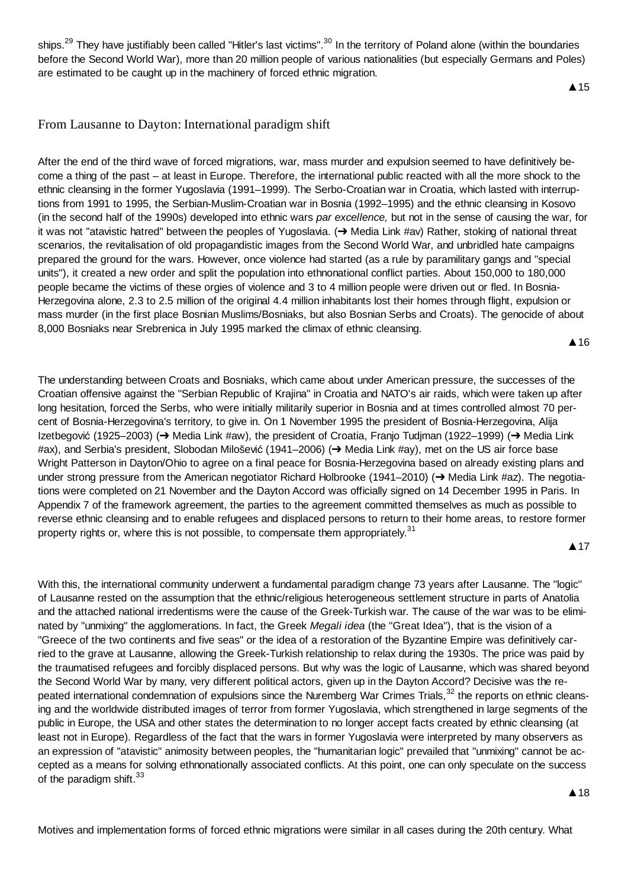ships.[29] They have justifiably been called "Hitler's last victims".[30] In the territory of Poland alone (within the boundaries before the Second World War), more than 20 million people of various nationalities (but especially Germans and Poles) are estimated to be caught up in the machinery of forced ethnic migration.

▲15

## From Lausanne to Dayton: International paradigm shift

After the end of the third wave of forced migrations, war, mass murder and expulsion seemed to have definitively become a thing of the past – at least in Europe. Therefore, the international public reacted with all the more shock to the ethnic cleansing in the former Yugoslavia (1991–1999). The Serbo-Croatian war in Croatia, which lasted with interruptions from 1991 to 1995, the Serbian-Muslim-Croatian war in Bosnia (1992–1995) and the ethnic cleansing in Kosovo (in the second half of the 1990s) developed into ethnic wars *par excellence,* but not in the sense of causing the war, for it was not "atavistic hatred" between the peoples of Yugoslavia. (➔ Media Link #av) Rather, stoking of national threat scenarios, the revitalisation of old propagandistic images from the Second World War, and unbridled hate campaigns prepared the ground for the wars. However, once violence had started (as a rule by paramilitary gangs and "special units"), it created a new order and split the population into ethnonational conflict parties. About 150,000 to 180,000 people became the victims of these orgies of violence and 3 to 4 million people were driven out or fled. In Bosnia-Herzegovina alone, 2.3 to 2.5 million of the original 4.4 million inhabitants lost their homes through flight, expulsion or mass murder (in the first place Bosnian Muslims/Bosniaks, but also Bosnian Serbs and Croats). The genocide of about 8,000 Bosniaks near Srebrenica in July 1995 marked the climax of ethnic cleansing.

▲16

The understanding between Croats and Bosniaks, which came about under American pressure, the successes of the Croatian offensive against the "Serbian Republic of Krajina" in Croatia and NATO's air raids, which were taken up after long hesitation, forced the Serbs, who were initially militarily superior in Bosnia and at times controlled almost 70 percent of Bosnia-Herzegovina's territory, to give in. On 1 November 1995 the president of Bosnia-Herzegovina, Alija Izetbegović (1925–2003) (➔ Media Link #aw), the president of Croatia, Franjo Tudjman (1922–1999) (➔ Media Link #ax), and Serbia's president, Slobodan Milošević (1941–2006) (➔ Media Link #ay), met on the US air force base Wright Patterson in Dayton/Ohio to agree on a final peace for Bosnia-Herzegovina based on already existing plans and under strong pressure from the American negotiator Richard Holbrooke (1941–2010) (➔ Media Link #az). The negotiations were completed on 21 November and the Dayton Accord was officially signed on 14 December 1995 in Paris. In Appendix 7 of the framework agreement, the parties to the agreement committed themselves as much as possible to reverse ethnic cleansing and to enable refugees and displaced persons to return to their home areas, to restore former property rights or, where this is not possible, to compensate them appropriately.[31]

▲17

With this, the international community underwent a fundamental paradigm change 73 years after Lausanne. The "logic" of Lausanne rested on the assumption that the ethnic/religious heterogeneous settlement structure in parts of Anatolia and the attached national irredentisms were the cause of the Greek-Turkish war. The cause of the war was to be eliminated by "unmixing" the agglomerations. In fact, the Greek *Megali idea* (the "Great Idea"), that is the vision of a "Greece of the two continents and five seas" or the idea of a restoration of the Byzantine Empire was definitively carried to the grave at Lausanne, allowing the Greek-Turkish relationship to relax during the 1930s. The price was paid by the traumatised refugees and forcibly displaced persons. But why was the logic of Lausanne, which was shared beyond the Second World War by many, very different political actors, given up in the Dayton Accord? Decisive was the repeated international condemnation of expulsions since the Nuremberg War Crimes Trials,[32] the reports on ethnic cleansing and the worldwide distributed images of terror from former Yugoslavia, which strengthened in large segments of the public in Europe, the USA and other states the determination to no longer accept facts created by ethnic cleansing (at least not in Europe). Regardless of the fact that the wars in former Yugoslavia were interpreted by many observers as an expression of "atavistic" animosity between peoples, the "humanitarian logic" prevailed that "unmixing" cannot be accepted as a means for solving ethnonationally associated conflicts. At this point, one can only speculate on the success of the paradigm shift.[33]

▲18

Motives and implementation forms of forced ethnic migrations were similar in all cases during the 20th century. What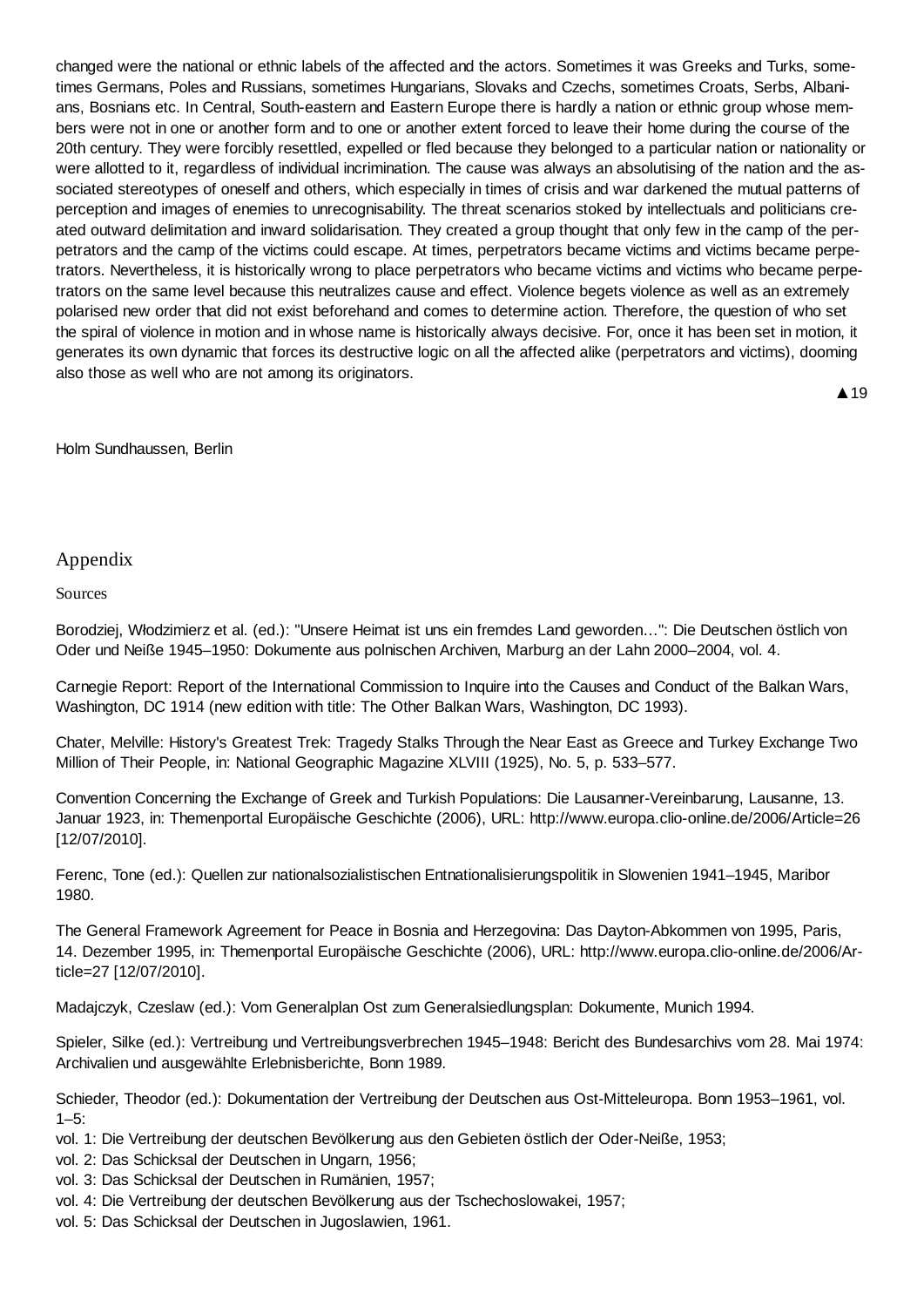changed were the national or ethnic labels of the affected and the actors. Sometimes it was Greeks and Turks, sometimes Germans, Poles and Russians, sometimes Hungarians, Slovaks and Czechs, sometimes Croats, Serbs, Albanians, Bosnians etc. In Central, South-eastern and Eastern Europe there is hardly a nation or ethnic group whose members were not in one or another form and to one or another extent forced to leave their home during the course of the 20th century. They were forcibly resettled, expelled or fled because they belonged to a particular nation or nationality or were allotted to it, regardless of individual incrimination. The cause was always an absolutising of the nation and the associated stereotypes of oneself and others, which especially in times of crisis and war darkened the mutual patterns of perception and images of enemies to unrecognisability. The threat scenarios stoked by intellectuals and politicians created outward delimitation and inward solidarisation. They created a group thought that only few in the camp of the perpetrators and the camp of the victims could escape. At times, perpetrators became victims and victims became perpetrators. Nevertheless, it is historically wrong to place perpetrators who became victims and victims who became perpetrators on the same level because this neutralizes cause and effect. Violence begets violence as well as an extremely polarised new order that did not exist beforehand and comes to determine action. Therefore, the question of who set the spiral of violence in motion and in whose name is historically always decisive. For, once it has been set in motion, it generates its own dynamic that forces its destructive logic on all the affected alike (perpetrators and victims), dooming also those as well who are not among its originators.

▲19

Holm Sundhaussen, Berlin

# Appendix

## Sources

Borodziej, Włodzimierz et al. (ed.): "Unsere Heimat ist uns ein fremdes Land geworden…": Die Deutschen östlich von Oder und Neiße 1945–1950: Dokumente aus polnischen Archiven, Marburg an der Lahn 2000–2004, vol. 4.

Carnegie Report: Report of the International Commission to Inquire into the Causes and Conduct of the Balkan Wars, Washington, DC 1914 (new edition with title: The Other Balkan Wars, Washington, DC 1993).

Chater, Melville: History's Greatest Trek: Tragedy Stalks Through the Near East as Greece and Turkey Exchange Two Million of Their People, in: National Geographic Magazine XLVIII (1925), No. 5, p. 533–577.

Convention Concerning the Exchange of Greek and Turkish Populations: Die Lausanner-Vereinbarung, Lausanne, 13. Januar 1923, in: Themenportal Europäische Geschichte (2006), URL: http://www.europa.clio-online.de/2006/Article=26 [12/07/2010].

Ferenc, Tone (ed.): Quellen zur nationalsozialistischen Entnationalisierungspolitik in Slowenien 1941–1945, Maribor 1980.

The General Framework Agreement for Peace in Bosnia and Herzegovina: Das Dayton-Abkommen von 1995, Paris, 14. Dezember 1995, in: Themenportal Europäische Geschichte (2006), URL: http://www.europa.clio-online.de/2006/Article=27 [12/07/2010].

Madajczyk, Czeslaw (ed.): Vom Generalplan Ost zum Generalsiedlungsplan: Dokumente, Munich 1994.

Spieler, Silke (ed.): Vertreibung und Vertreibungsverbrechen 1945–1948: Bericht des Bundesarchivs vom 28. Mai 1974: Archivalien und ausgewählte Erlebnisberichte, Bonn 1989.

Schieder, Theodor (ed.): Dokumentation der Vertreibung der Deutschen aus Ost-Mitteleuropa. Bonn 1953–1961, vol. 1–5:
vol. 1: Die Vertreibung der deutschen Bevölkerung aus den Gebieten östlich der Oder-Neiße, 1953;
vol. 2: Das Schicksal der Deutschen in Ungarn, 1956;
vol. 3: Das Schicksal der Deutschen in Rumänien, 1957;
vol. 4: Die Vertreibung der deutschen Bevölkerung aus der Tschechoslowakei, 1957;
vol. 5: Das Schicksal der Deutschen in Jugoslawien, 1961.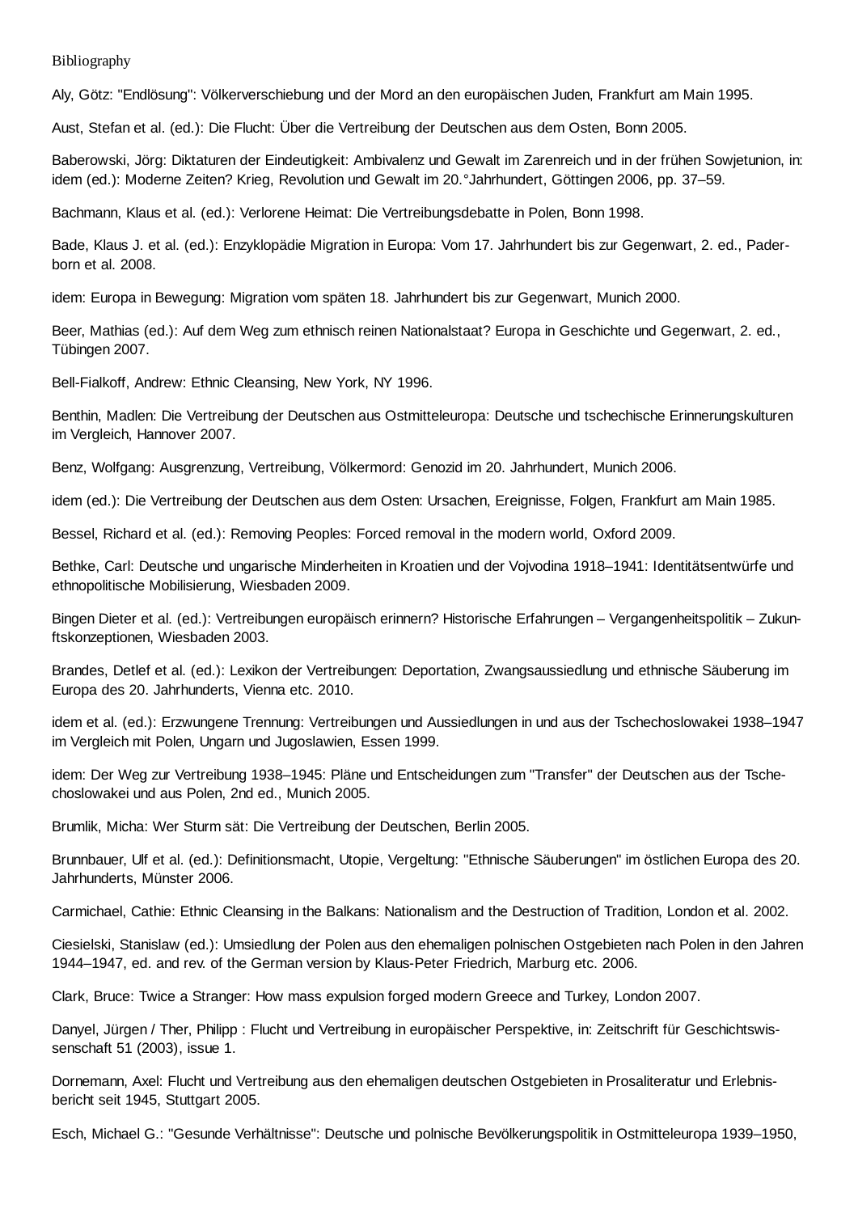Bibliography

Aly, Götz: "Endlösung": Völkerverschiebung und der Mord an den europäischen Juden, Frankfurt am Main 1995.

Aust, Stefan et al. (ed.): Die Flucht: Über die Vertreibung der Deutschen aus dem Osten, Bonn 2005.

Baberowski, Jörg: Diktaturen der Eindeutigkeit: Ambivalenz und Gewalt im Zarenreich und in der frühen Sowjetunion, in: idem (ed.): Moderne Zeiten? Krieg, Revolution und Gewalt im 20.°Jahrhundert, Göttingen 2006, pp. 37–59.

Bachmann, Klaus et al. (ed.): Verlorene Heimat: Die Vertreibungsdebatte in Polen, Bonn 1998.

Bade, Klaus J. et al. (ed.): Enzyklopädie Migration in Europa: Vom 17. Jahrhundert bis zur Gegenwart, 2. ed., Paderborn et al. 2008.

idem: Europa in Bewegung: Migration vom späten 18. Jahrhundert bis zur Gegenwart, Munich 2000.

Beer, Mathias (ed.): Auf dem Weg zum ethnisch reinen Nationalstaat? Europa in Geschichte und Gegenwart, 2. ed., Tübingen 2007.

Bell-Fialkoff, Andrew: Ethnic Cleansing, New York, NY 1996.

Benthin, Madlen: Die Vertreibung der Deutschen aus Ostmitteleuropa: Deutsche und tschechische Erinnerungskulturen im Vergleich, Hannover 2007.

Benz, Wolfgang: Ausgrenzung, Vertreibung, Völkermord: Genozid im 20. Jahrhundert, Munich 2006.

idem (ed.): Die Vertreibung der Deutschen aus dem Osten: Ursachen, Ereignisse, Folgen, Frankfurt am Main 1985.

Bessel, Richard et al. (ed.): Removing Peoples: Forced removal in the modern world, Oxford 2009.

Bethke, Carl: Deutsche und ungarische Minderheiten in Kroatien und der Vojvodina 1918–1941: Identitätsentwürfe und ethnopolitische Mobilisierung, Wiesbaden 2009.

Bingen Dieter et al. (ed.): Vertreibungen europäisch erinnern? Historische Erfahrungen – Vergangenheitspolitik – Zukunftskonzeptionen, Wiesbaden 2003.

Brandes, Detlef et al. (ed.): Lexikon der Vertreibungen: Deportation, Zwangsaussiedlung und ethnische Säuberung im Europa des 20. Jahrhunderts, Vienna etc. 2010.

idem et al. (ed.): Erzwungene Trennung: Vertreibungen und Aussiedlungen in und aus der Tschechoslowakei 1938–1947 im Vergleich mit Polen, Ungarn und Jugoslawien, Essen 1999.

idem: Der Weg zur Vertreibung 1938–1945: Pläne und Entscheidungen zum "Transfer" der Deutschen aus der Tschechoslowakei und aus Polen, 2nd ed., Munich 2005.

Brumlik, Micha: Wer Sturm sät: Die Vertreibung der Deutschen, Berlin 2005.

Brunnbauer, Ulf et al. (ed.): Definitionsmacht, Utopie, Vergeltung: "Ethnische Säuberungen" im östlichen Europa des 20. Jahrhunderts, Münster 2006.

Carmichael, Cathie: Ethnic Cleansing in the Balkans: Nationalism and the Destruction of Tradition, London et al. 2002.

Ciesielski, Stanislaw (ed.): Umsiedlung der Polen aus den ehemaligen polnischen Ostgebieten nach Polen in den Jahren 1944–1947, ed. and rev. of the German version by Klaus-Peter Friedrich, Marburg etc. 2006.

Clark, Bruce: Twice a Stranger: How mass expulsion forged modern Greece and Turkey, London 2007.

Danyel, Jürgen / Ther, Philipp : Flucht und Vertreibung in europäischer Perspektive, in: Zeitschrift für Geschichtswissenschaft 51 (2003), issue 1.

Dornemann, Axel: Flucht und Vertreibung aus den ehemaligen deutschen Ostgebieten in Prosaliteratur und Erlebnisbericht seit 1945, Stuttgart 2005.

Esch, Michael G.: "Gesunde Verhältnisse": Deutsche und polnische Bevölkerungspolitik in Ostmitteleuropa 1939–1950,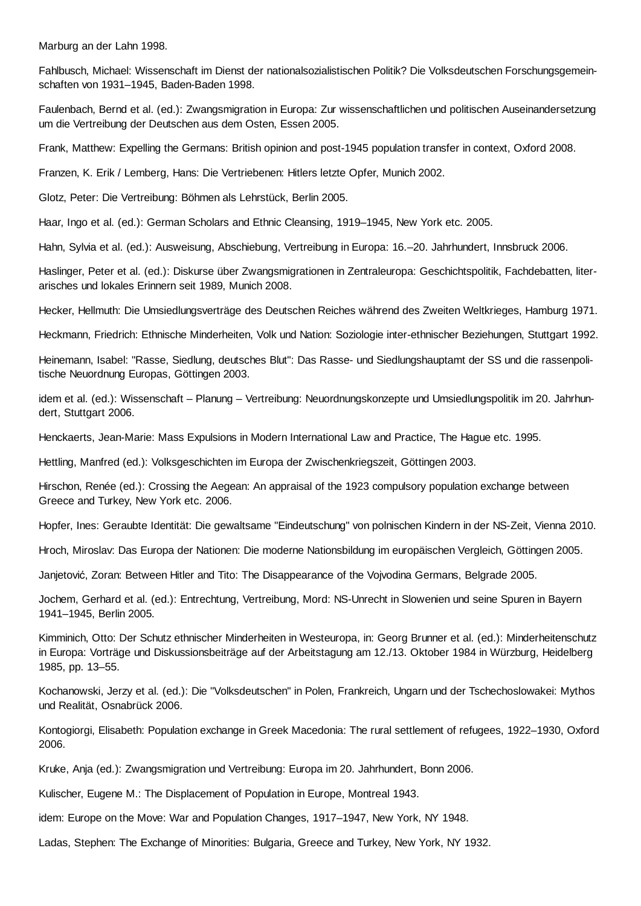Marburg an der Lahn 1998.

Fahlbusch, Michael: Wissenschaft im Dienst der nationalsozialistischen Politik? Die Volksdeutschen Forschungsgemeinschaften von 1931–1945, Baden-Baden 1998.

Faulenbach, Bernd et al. (ed.): Zwangsmigration in Europa: Zur wissenschaftlichen und politischen Auseinandersetzung um die Vertreibung der Deutschen aus dem Osten, Essen 2005.

Frank, Matthew: Expelling the Germans: British opinion and post-1945 population transfer in context, Oxford 2008.

Franzen, K. Erik / Lemberg, Hans: Die Vertriebenen: Hitlers letzte Opfer, Munich 2002.

Glotz, Peter: Die Vertreibung: Böhmen als Lehrstück, Berlin 2005.

Haar, Ingo et al. (ed.): German Scholars and Ethnic Cleansing, 1919–1945, New York etc. 2005.

Hahn, Sylvia et al. (ed.): Ausweisung, Abschiebung, Vertreibung in Europa: 16.–20. Jahrhundert, Innsbruck 2006.

Haslinger, Peter et al. (ed.): Diskurse über Zwangsmigrationen in Zentraleuropa: Geschichtspolitik, Fachdebatten, literarisches und lokales Erinnern seit 1989, Munich 2008.

Hecker, Hellmuth: Die Umsiedlungsverträge des Deutschen Reiches während des Zweiten Weltkrieges, Hamburg 1971.

Heckmann, Friedrich: Ethnische Minderheiten, Volk und Nation: Soziologie inter-ethnischer Beziehungen, Stuttgart 1992.

Heinemann, Isabel: "Rasse, Siedlung, deutsches Blut": Das Rasse- und Siedlungshauptamt der SS und die rassenpolitische Neuordnung Europas, Göttingen 2003.

idem et al. (ed.): Wissenschaft – Planung – Vertreibung: Neuordnungskonzepte und Umsiedlungspolitik im 20. Jahrhundert, Stuttgart 2006.

Henckaerts, Jean-Marie: Mass Expulsions in Modern International Law and Practice, The Hague etc. 1995.

Hettling, Manfred (ed.): Volksgeschichten im Europa der Zwischenkriegszeit, Göttingen 2003.

Hirschon, Renée (ed.): Crossing the Aegean: An appraisal of the 1923 compulsory population exchange between Greece and Turkey, New York etc. 2006.

Hopfer, Ines: Geraubte Identität: Die gewaltsame "Eindeutschung" von polnischen Kindern in der NS-Zeit, Vienna 2010.

Hroch, Miroslav: Das Europa der Nationen: Die moderne Nationsbildung im europäischen Vergleich, Göttingen 2005.

Janjetović, Zoran: Between Hitler and Tito: The Disappearance of the Vojvodina Germans, Belgrade 2005.

Jochem, Gerhard et al. (ed.): Entrechtung, Vertreibung, Mord: NS-Unrecht in Slowenien und seine Spuren in Bayern 1941–1945, Berlin 2005.

Kimminich, Otto: Der Schutz ethnischer Minderheiten in Westeuropa, in: Georg Brunner et al. (ed.): Minderheitenschutz in Europa: Vorträge und Diskussionsbeiträge auf der Arbeitstagung am 12./13. Oktober 1984 in Würzburg, Heidelberg 1985, pp. 13–55.

Kochanowski, Jerzy et al. (ed.): Die "Volksdeutschen" in Polen, Frankreich, Ungarn und der Tschechoslowakei: Mythos und Realität, Osnabrück 2006.

Kontogiorgi, Elisabeth: Population exchange in Greek Macedonia: The rural settlement of refugees, 1922–1930, Oxford 2006.

Kruke, Anja (ed.): Zwangsmigration und Vertreibung: Europa im 20. Jahrhundert, Bonn 2006.

Kulischer, Eugene M.: The Displacement of Population in Europe, Montreal 1943.

idem: Europe on the Move: War and Population Changes, 1917–1947, New York, NY 1948.

Ladas, Stephen: The Exchange of Minorities: Bulgaria, Greece and Turkey, New York, NY 1932.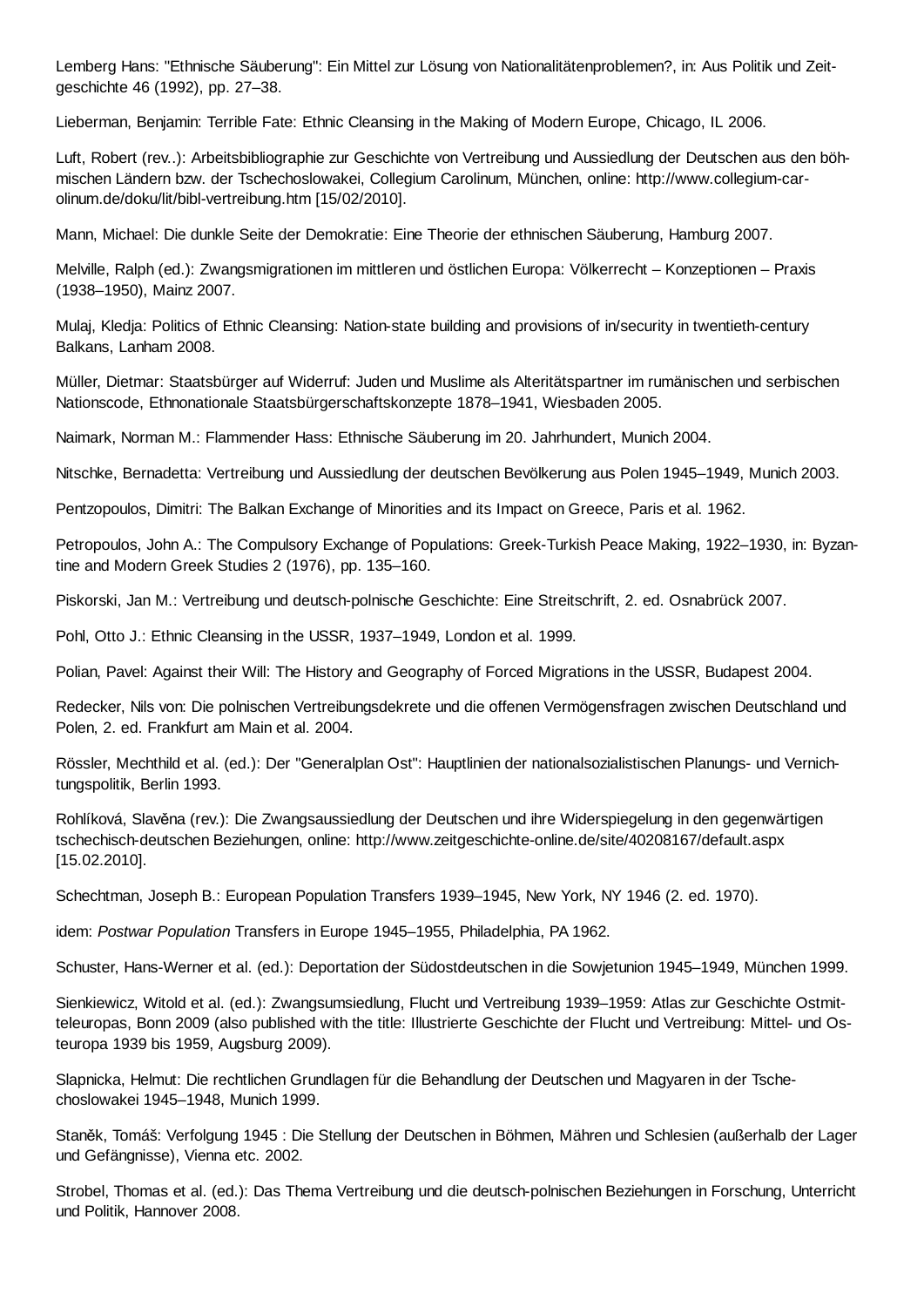Lemberg Hans: "Ethnische Säuberung": Ein Mittel zur Lösung von Nationalitätenproblemen?, in: Aus Politik und Zeitgeschichte 46 (1992), pp. 27–38.

Lieberman, Benjamin: Terrible Fate: Ethnic Cleansing in the Making of Modern Europe, Chicago, IL 2006.

Luft, Robert (rev..): Arbeitsbibliographie zur Geschichte von Vertreibung und Aussiedlung der Deutschen aus den böhmischen Ländern bzw. der Tschechoslowakei, Collegium Carolinum, München, online: http://www.collegium-carolinum.de/doku/lit/bibl-vertreibung.htm [15/02/2010].

Mann, Michael: Die dunkle Seite der Demokratie: Eine Theorie der ethnischen Säuberung, Hamburg 2007.

Melville, Ralph (ed.): Zwangsmigrationen im mittleren und östlichen Europa: Völkerrecht – Konzeptionen – Praxis (1938–1950), Mainz 2007.

Mulaj, Kledja: Politics of Ethnic Cleansing: Nation-state building and provisions of in/security in twentieth-century Balkans, Lanham 2008.

Müller, Dietmar: Staatsbürger auf Widerruf: Juden und Muslime als Alteritätspartner im rumänischen und serbischen Nationscode, Ethnonationale Staatsbürgerschaftskonzepte 1878–1941, Wiesbaden 2005.

Naimark, Norman M.: Flammender Hass: Ethnische Säuberung im 20. Jahrhundert, Munich 2004.

Nitschke, Bernadetta: Vertreibung und Aussiedlung der deutschen Bevölkerung aus Polen 1945–1949, Munich 2003.

Pentzopoulos, Dimitri: The Balkan Exchange of Minorities and its Impact on Greece, Paris et al. 1962.

Petropoulos, John A.: The Compulsory Exchange of Populations: Greek-Turkish Peace Making, 1922–1930, in: Byzantine and Modern Greek Studies 2 (1976), pp. 135–160.

Piskorski, Jan M.: Vertreibung und deutsch-polnische Geschichte: Eine Streitschrift, 2. ed. Osnabrück 2007.

Pohl, Otto J.: Ethnic Cleansing in the USSR, 1937–1949, London et al. 1999.

Polian, Pavel: Against their Will: The History and Geography of Forced Migrations in the USSR, Budapest 2004.

Redecker, Nils von: Die polnischen Vertreibungsdekrete und die offenen Vermögensfragen zwischen Deutschland und Polen, 2. ed. Frankfurt am Main et al. 2004.

Rössler, Mechthild et al. (ed.): Der "Generalplan Ost": Hauptlinien der nationalsozialistischen Planungs- und Vernichtungspolitik, Berlin 1993.

Rohlíková, Slavěna (rev.): Die Zwangsaussiedlung der Deutschen und ihre Widerspiegelung in den gegenwärtigen tschechisch-deutschen Beziehungen, online: http://www.zeitgeschichte-online.de/site/40208167/default.aspx [15.02.2010].

Schechtman, Joseph B.: European Population Transfers 1939–1945, New York, NY 1946 (2. ed. 1970).

idem: *Postwar Population* Transfers in Europe 1945–1955, Philadelphia, PA 1962.

Schuster, Hans-Werner et al. (ed.): Deportation der Südostdeutschen in die Sowjetunion 1945–1949, München 1999.

Sienkiewicz, Witold et al. (ed.): Zwangsumsiedlung, Flucht und Vertreibung 1939–1959: Atlas zur Geschichte Ostmitteleuropas, Bonn 2009 (also published with the title: Illustrierte Geschichte der Flucht und Vertreibung: Mittel- und Osteuropa 1939 bis 1959, Augsburg 2009).

Slapnicka, Helmut: Die rechtlichen Grundlagen für die Behandlung der Deutschen und Magyaren in der Tschechoslowakei 1945–1948, Munich 1999.

Staněk, Tomáš: Verfolgung 1945 : Die Stellung der Deutschen in Böhmen, Mähren und Schlesien (außerhalb der Lager und Gefängnisse), Vienna etc. 2002.

Strobel, Thomas et al. (ed.): Das Thema Vertreibung und die deutsch-polnischen Beziehungen in Forschung, Unterricht und Politik, Hannover 2008.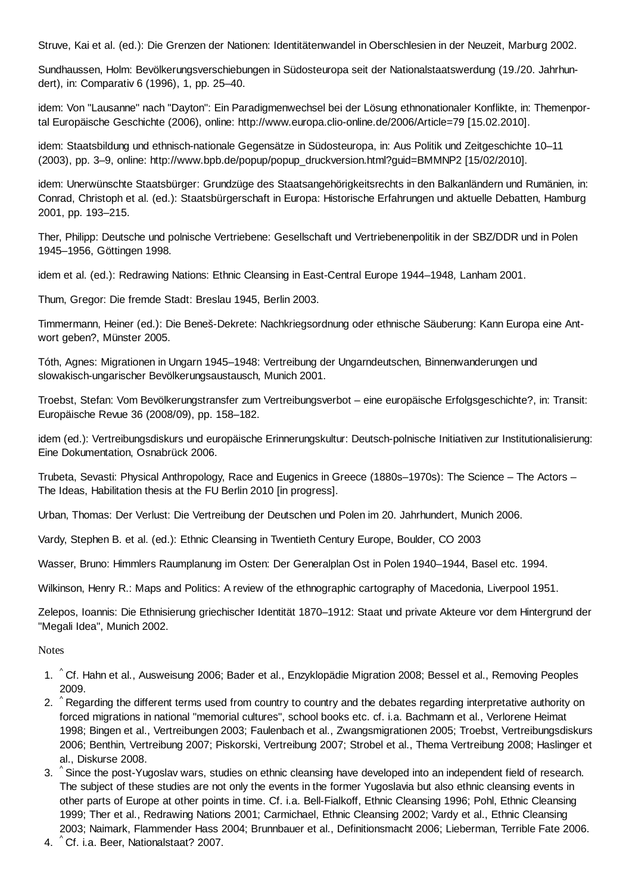Struve, Kai et al. (ed.): Die Grenzen der Nationen: Identitätenwandel in Oberschlesien in der Neuzeit, Marburg 2002.

Sundhaussen, Holm: Bevölkerungsverschiebungen in Südosteuropa seit der Nationalstaatswerdung (19./20. Jahrhundert), in: Comparativ 6 (1996), 1, pp. 25–40.

idem: Von "Lausanne" nach "Dayton": Ein Paradigmenwechsel bei der Lösung ethnonationaler Konflikte, in: Themenportal Europäische Geschichte (2006), online: http://www.europa.clio-online.de/2006/Article=79 [15.02.2010].

idem: Staatsbildung und ethnisch-nationale Gegensätze in Südosteuropa, in: Aus Politik und Zeitgeschichte 10–11 (2003), pp. 3–9, online: http://www.bpb.de/popup/popup_druckversion.html?guid=BMMNP2 [15/02/2010].

idem: Unerwünschte Staatsbürger: Grundzüge des Staatsangehörigkeitsrechts in den Balkanländern und Rumänien, in: Conrad, Christoph et al. (ed.): Staatsbürgerschaft in Europa: Historische Erfahrungen und aktuelle Debatten, Hamburg 2001, pp. 193–215.

Ther, Philipp: Deutsche und polnische Vertriebene: Gesellschaft und Vertriebenenpolitik in der SBZ/DDR und in Polen 1945–1956, Göttingen 1998.

idem et al. (ed.): Redrawing Nations: Ethnic Cleansing in East-Central Europe 1944–1948, Lanham 2001.

Thum, Gregor: Die fremde Stadt: Breslau 1945, Berlin 2003.

Timmermann, Heiner (ed.): Die Beneš-Dekrete: Nachkriegsordnung oder ethnische Säuberung: Kann Europa eine Antwort geben?, Münster 2005.

Tóth, Agnes: Migrationen in Ungarn 1945–1948: Vertreibung der Ungarndeutschen, Binnenwanderungen und slowakisch-ungarischer Bevölkerungsaustausch, Munich 2001.

Troebst, Stefan: Vom Bevölkerungstransfer zum Vertreibungsverbot – eine europäische Erfolgsgeschichte?, in: Transit: Europäische Revue 36 (2008/09), pp. 158–182.

idem (ed.): Vertreibungsdiskurs und europäische Erinnerungskultur: Deutsch-polnische Initiativen zur Institutionalisierung: Eine Dokumentation, Osnabrück 2006.

Trubeta, Sevasti: Physical Anthropology, Race and Eugenics in Greece (1880s–1970s): The Science – The Actors – The Ideas, Habilitation thesis at the FU Berlin 2010 [in progress].

Urban, Thomas: Der Verlust: Die Vertreibung der Deutschen und Polen im 20. Jahrhundert, Munich 2006.

Vardy, Stephen B. et al. (ed.): Ethnic Cleansing in Twentieth Century Europe, Boulder, CO 2003

Wasser, Bruno: Himmlers Raumplanung im Osten: Der Generalplan Ost in Polen 1940–1944, Basel etc. 1994.

Wilkinson, Henry R.: Maps and Politics: A review of the ethnographic cartography of Macedonia, Liverpool 1951.

Zelepos, Ioannis: Die Ethnisierung griechischer Identität 1870–1912: Staat und private Akteure vor dem Hintergrund der "Megali Idea", Munich 2002.

Notes

1. ^ Cf. Hahn et al., Ausweisung 2006; Bader et al., Enzyklopädie Migration 2008; Bessel et al., Removing Peoples 2009.
2. ^ Regarding the different terms used from country to country and the debates regarding interpretative authority on forced migrations in national "memorial cultures", school books etc. cf. i.a. Bachmann et al., Verlorene Heimat 1998; Bingen et al., Vertreibungen 2003; Faulenbach et al., Zwangsmigrationen 2005; Troebst, Vertreibungsdiskurs 2006; Benthin, Vertreibung 2007; Piskorski, Vertreibung 2007; Strobel et al., Thema Vertreibung 2008; Haslinger et al., Diskurse 2008.
3. ^ Since the post-Yugoslav wars, studies on ethnic cleansing have developed into an independent field of research. The subject of these studies are not only the events in the former Yugoslavia but also ethnic cleansing events in other parts of Europe at other points in time. Cf. i.a. Bell-Fialkoff, Ethnic Cleansing 1996; Pohl, Ethnic Cleansing 1999; Ther et al., Redrawing Nations 2001; Carmichael, Ethnic Cleansing 2002; Vardy et al., Ethnic Cleansing 2003; Naimark, Flammender Hass 2004; Brunnbauer et al., Definitionsmacht 2006; Lieberman, Terrible Fate 2006.
4. ^ Cf. i.a. Beer, Nationalstaat? 2007.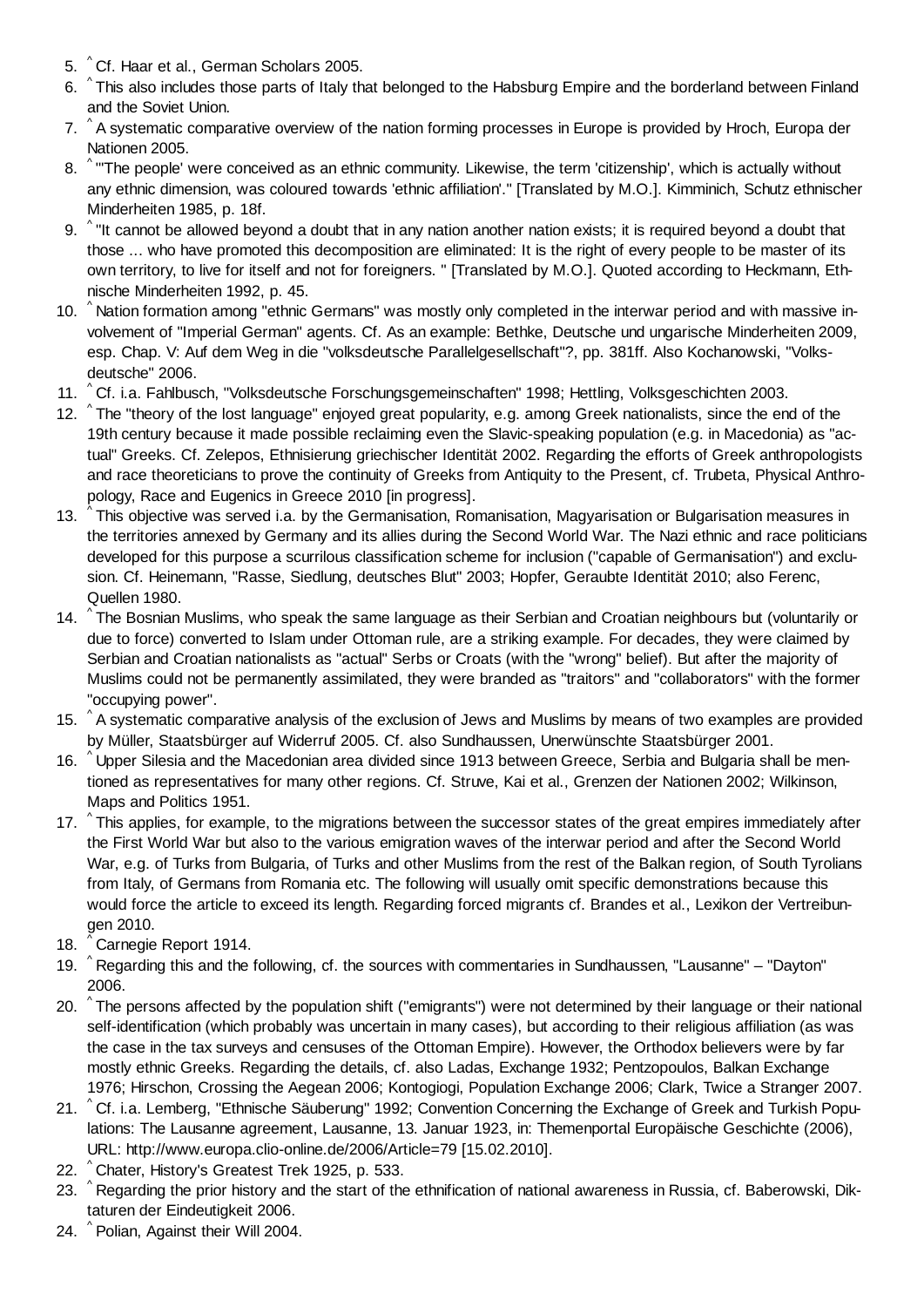5. ^ Cf. Haar et al., German Scholars 2005.
6. ^ This also includes those parts of Italy that belonged to the Habsburg Empire and the borderland between Finland and the Soviet Union.
7. ^ A systematic comparative overview of the nation forming processes in Europe is provided by Hroch, Europa der Nationen 2005.
8. ^ "'The people' were conceived as an ethnic community. Likewise, the term 'citizenship', which is actually without any ethnic dimension, was coloured towards 'ethnic affiliation'." [Translated by M.O.]. Kimminich, Schutz ethnischer Minderheiten 1985, p. 18f.
9. ^ "It cannot be allowed beyond a doubt that in any nation another nation exists; it is required beyond a doubt that those ... who have promoted this decomposition are eliminated: It is the right of every people to be master of its own territory, to live for itself and not for foreigners. " [Translated by M.O.]. Quoted according to Heckmann, Ethnische Minderheiten 1992, p. 45.
10. ^ Nation formation among "ethnic Germans" was mostly only completed in the interwar period and with massive involvement of "Imperial German" agents. Cf. As an example: Bethke, Deutsche und ungarische Minderheiten 2009, esp. Chap. V: Auf dem Weg in die "volksdeutsche Parallelgesellschaft"?, pp. 381ff. Also Kochanowski, "Volksdeutsche" 2006.
11. ^ Cf. i.a. Fahlbusch, "Volksdeutsche Forschungsgemeinschaften" 1998; Hettling, Volksgeschichten 2003.
12. ^ The "theory of the lost language" enjoyed great popularity, e.g. among Greek nationalists, since the end of the 19th century because it made possible reclaiming even the Slavic-speaking population (e.g. in Macedonia) as "actual" Greeks. Cf. Zelepos, Ethnisierung griechischer Identität 2002. Regarding the efforts of Greek anthropologists and race theoreticians to prove the continuity of Greeks from Antiquity to the Present, cf. Trubeta, Physical Anthropology, Race and Eugenics in Greece 2010 [in progress].
13. ^ This objective was served i.a. by the Germanisation, Romanisation, Magyarisation or Bulgarisation measures in the territories annexed by Germany and its allies during the Second World War. The Nazi ethnic and race politicians developed for this purpose a scurrilous classification scheme for inclusion ("capable of Germanisation") and exclusion. Cf. Heinemann, "Rasse, Siedlung, deutsches Blut" 2003; Hopfer, Geraubte Identität 2010; also Ferenc, Quellen 1980.
14. ^ The Bosnian Muslims, who speak the same language as their Serbian and Croatian neighbours but (voluntarily or due to force) converted to Islam under Ottoman rule, are a striking example. For decades, they were claimed by Serbian and Croatian nationalists as "actual" Serbs or Croats (with the "wrong" belief). But after the majority of Muslims could not be permanently assimilated, they were branded as "traitors" and "collaborators" with the former "occupying power".
15. ^ A systematic comparative analysis of the exclusion of Jews and Muslims by means of two examples are provided by Müller, Staatsbürger auf Widerruf 2005. Cf. also Sundhaussen, Unerwünschte Staatsbürger 2001.
16. ^ Upper Silesia and the Macedonian area divided since 1913 between Greece, Serbia and Bulgaria shall be mentioned as representatives for many other regions. Cf. Struve, Kai et al., Grenzen der Nationen 2002; Wilkinson, Maps and Politics 1951.
17. ^ This applies, for example, to the migrations between the successor states of the great empires immediately after the First World War but also to the various emigration waves of the interwar period and after the Second World War, e.g. of Turks from Bulgaria, of Turks and other Muslims from the rest of the Balkan region, of South Tyrolians from Italy, of Germans from Romania etc. The following will usually omit specific demonstrations because this would force the article to exceed its length. Regarding forced migrants cf. Brandes et al., Lexikon der Vertreibungen 2010.
18. ^ Carnegie Report 1914.
19. ^ Regarding this and the following, cf. the sources with commentaries in Sundhaussen, "Lausanne" – "Dayton" 2006.
20. ^ The persons affected by the population shift ("emigrants") were not determined by their language or their national self-identification (which probably was uncertain in many cases), but according to their religious affiliation (as was the case in the tax surveys and censuses of the Ottoman Empire). However, the Orthodox believers were by far mostly ethnic Greeks. Regarding the details, cf. also Ladas, Exchange 1932; Pentzopoulos, Balkan Exchange 1976; Hirschon, Crossing the Aegean 2006; Kontogiogi, Population Exchange 2006; Clark, Twice a Stranger 2007.
21. ^ Cf. i.a. Lemberg, "Ethnische Säuberung" 1992; Convention Concerning the Exchange of Greek and Turkish Populations: The Lausanne agreement, Lausanne, 13. Januar 1923, in: Themenportal Europäische Geschichte (2006), URL: http://www.europa.clio-online.de/2006/Article=79 [15.02.2010].
22. ^ Chater, History's Greatest Trek 1925, p. 533.
23. ^ Regarding the prior history and the start of the ethnification of national awareness in Russia, cf. Baberowski, Diktaturen der Eindeutigkeit 2006.
24. ^ Polian, Against their Will 2004.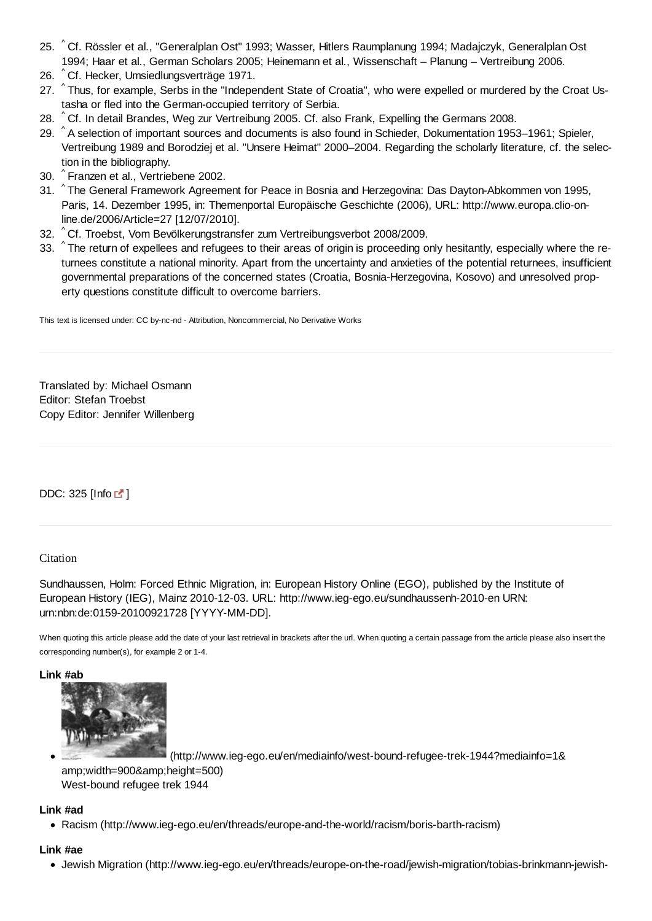25. ^ Cf. Rössler et al., "Generalplan Ost" 1993; Wasser, Hitlers Raumplanung 1994; Madajczyk, Generalplan Ost 1994; Haar et al., German Scholars 2005; Heinemann et al., Wissenschaft – Planung – Vertreibung 2006.
26. ^ Cf. Hecker, Umsiedlungsverträge 1971.
27. ^ Thus, for example, Serbs in the "Independent State of Croatia", who were expelled or murdered by the Croat Ustasha or fled into the German-occupied territory of Serbia.
28. ^ Cf. In detail Brandes, Weg zur Vertreibung 2005. Cf. also Frank, Expelling the Germans 2008.
29. ^ A selection of important sources and documents is also found in Schieder, Dokumentation 1953–1961; Spieler, Vertreibung 1989 and Borodziej et al. "Unsere Heimat" 2000–2004. Regarding the scholarly literature, cf. the selection in the bibliography.
30. ^ Franzen et al., Vertriebene 2002.
31. ^ The General Framework Agreement for Peace in Bosnia and Herzegovina: Das Dayton-Abkommen von 1995, Paris, 14. Dezember 1995, in: Themenportal Europäische Geschichte (2006), URL: http://www.europa.clio-online.de/2006/Article=27 [12/07/2010].
32. ^ Cf. Troebst, Vom Bevölkerungstransfer zum Vertreibungsverbot 2008/2009.
33. ^ The return of expellees and refugees to their areas of origin is proceeding only hesitantly, especially where the returnees constitute a national minority. Apart from the uncertainty and anxieties of the potential returnees, insufficient governmental preparations of the concerned states (Croatia, Bosnia-Herzegovina, Kosovo) and unresolved property questions constitute difficult to overcome barriers.

This text is licensed under: CC by-nc-nd - Attribution, Noncommercial, No Derivative Works

---

Translated by: Michael Osmann
Editor: Stefan Troebst
Copy Editor: Jennifer Willenberg

---

DDC: 325 [Info ]

---

Citation

Sundhaussen, Holm: Forced Ethnic Migration, in: European History Online (EGO), published by the Institute of European History (IEG), Mainz 2010-12-03. URL: http://www.ieg-ego.eu/sundhaussenh-2010-en URN: urn:nbn:de:0159-20100921728 [YYYY-MM-DD].

When quoting this article please add the date of your last retrieval in brackets after the url. When quoting a certain passage from the article please also insert the corresponding number(s), for example 2 or 1-4.

**Link #ab**

- (http://www.ieg-ego.eu/en/mediainfo/west-bound-refugee-trek-1944?mediainfo=1&amp;width=900&amp;height=500)
West-bound refugee trek 1944

**Link #ad**

- Racism (http://www.ieg-ego.eu/en/threads/europe-and-the-world/racism/boris-barth-racism)

**Link #ae**

- Jewish Migration (http://www.ieg-ego.eu/en/threads/europe-on-the-road/jewish-migration/tobias-brinkmann-jewish-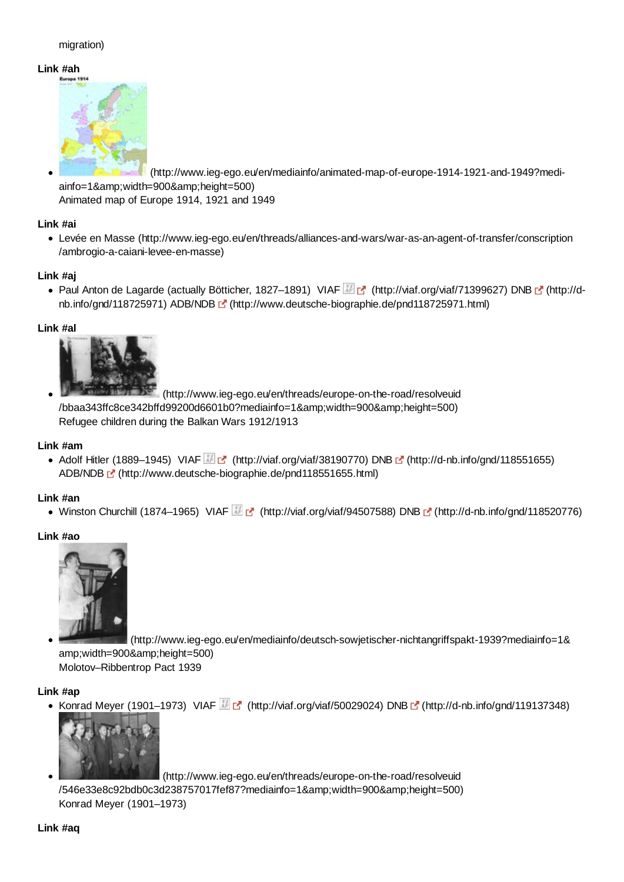migration)

**Link #ah**

- (http://www.ieg-ego.eu/en/mediainfo/animated-map-of-europe-1914-1921-and-1949?mediainfo=1&amp;width=900&amp;height=500)
  Animated map of Europe 1914, 1921 and 1949

**Link #ai**

- Levée en Masse (http://www.ieg-ego.eu/en/threads/alliances-and-wars/war-as-an-agent-of-transfer/conscription/ambrogio-a-caiani-levee-en-masse)

**Link #aj**

- Paul Anton de Lagarde (actually Bötticher, 1827–1891) VIAF (http://viaf.org/viaf/71399627) DNB (http://d-nb.info/gnd/118725971) ADB/NDB (http://www.deutsche-biographie.de/pnd118725971.html)

**Link #al**

- (http://www.ieg-ego.eu/en/threads/europe-on-the-road/resolveuid/bbaa343ffc8ce342bffd99200d6601b0?mediainfo=1&amp;width=900&amp;height=500)
  Refugee children during the Balkan Wars 1912/1913

**Link #am**

- Adolf Hitler (1889–1945) VIAF (http://viaf.org/viaf/38190770) DNB (http://d-nb.info/gnd/118551655) ADB/NDB (http://www.deutsche-biographie.de/pnd118551655.html)

**Link #an**

- Winston Churchill (1874–1965) VIAF (http://viaf.org/viaf/94507588) DNB (http://d-nb.info/gnd/118520776)

**Link #ao**

- (http://www.ieg-ego.eu/en/mediainfo/deutsch-sowjetischer-nichtangriffspakt-1939?mediainfo=1&amp;width=900&amp;height=500)
  Molotov–Ribbentrop Pact 1939

**Link #ap**

- Konrad Meyer (1901–1973) VIAF (http://viaf.org/viaf/50029024) DNB (http://d-nb.info/gnd/119137348)
- (http://www.ieg-ego.eu/en/threads/europe-on-the-road/resolveuid/546e33e8c92bdb0c3d238757017fef87?mediainfo=1&amp;width=900&amp;height=500)
  Konrad Meyer (1901–1973)

**Link #aq**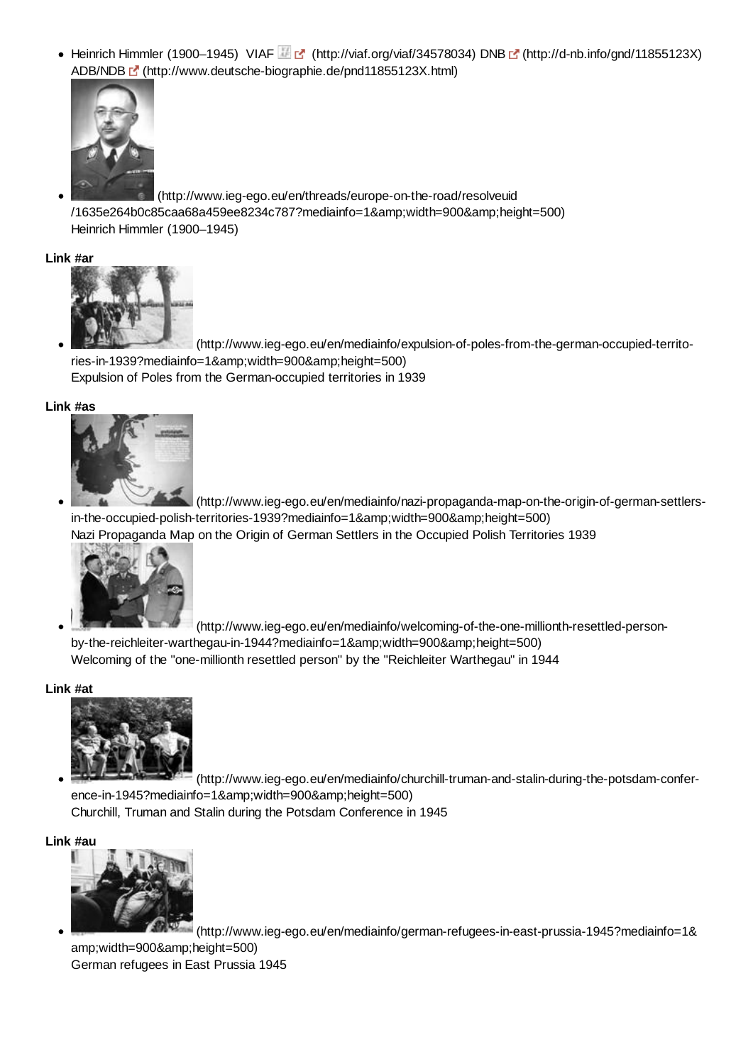- Heinrich Himmler (1900–1945) VIAF (http://viaf.org/viaf/34578034) DNB (http://d-nb.info/gnd/11855123X) ADB/NDB (http://www.deutsche-biographie.de/pnd11855123X.html)

- (http://www.ieg-ego.eu/en/threads/europe-on-the-road/resolveuid/1635e264b0c85caa68a459ee8234c787?mediainfo=1&amp;width=900&amp;height=500)
  Heinrich Himmler (1900–1945)

**Link #ar**

- (http://www.ieg-ego.eu/en/mediainfo/expulsion-of-poles-from-the-german-occupied-territories-in-1939?mediainfo=1&amp;width=900&amp;height=500)
  Expulsion of Poles from the German-occupied territories in 1939

**Link #as**

- (http://www.ieg-ego.eu/en/mediainfo/nazi-propaganda-map-on-the-origin-of-german-settlers-in-the-occupied-polish-territories-1939?mediainfo=1&amp;width=900&amp;height=500)
  Nazi Propaganda Map on the Origin of German Settlers in the Occupied Polish Territories 1939

- (http://www.ieg-ego.eu/en/mediainfo/welcoming-of-the-one-millionth-resettled-person-by-the-reichleiter-warthegau-in-1944?mediainfo=1&amp;width=900&amp;height=500)
  Welcoming of the "one-millionth resettled person" by the "Reichleiter Warthegau" in 1944

**Link #at**

- (http://www.ieg-ego.eu/en/mediainfo/churchill-truman-and-stalin-during-the-potsdam-conference-in-1945?mediainfo=1&amp;width=900&amp;height=500)
  Churchill, Truman and Stalin during the Potsdam Conference in 1945

**Link #au**

- (http://www.ieg-ego.eu/en/mediainfo/german-refugees-in-east-prussia-1945?mediainfo=1&amp;width=900&amp;height=500)
  German refugees in East Prussia 1945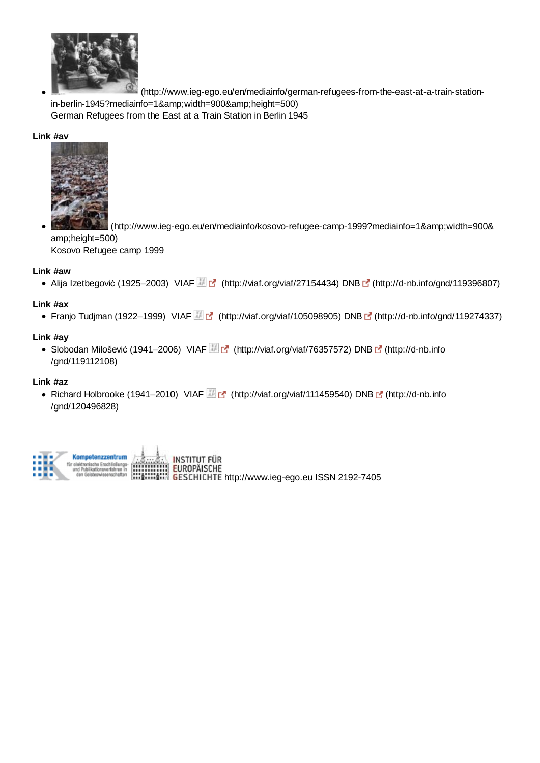- (http://www.ieg-ego.eu/en/mediainfo/german-refugees-from-the-east-at-a-train-station-in-berlin-1945?mediainfo=1&amp;width=900&amp;height=500)
  German Refugees from the East at a Train Station in Berlin 1945

**Link #av**

- (http://www.ieg-ego.eu/en/mediainfo/kosovo-refugee-camp-1999?mediainfo=1&amp;width=900&amp;height=500)
  Kosovo Refugee camp 1999

**Link #aw**

- Alija Izetbegović (1925–2003) VIAF (http://viaf.org/viaf/27154434) DNB (http://d-nb.info/gnd/119396807)

**Link #ax**

- Franjo Tudjman (1922–1999) VIAF (http://viaf.org/viaf/105098905) DNB (http://d-nb.info/gnd/119274337)

**Link #ay**

- Slobodan Milošević (1941–2006) VIAF (http://viaf.org/viaf/76357572) DNB (http://d-nb.info/gnd/119112108)

**Link #az**

- Richard Holbrooke (1941–2010) VIAF (http://viaf.org/viaf/111459540) DNB (http://d-nb.info/gnd/120496828)

Kompetenzzentrum für elektronische Erschließungs- und Publikationsverfahren in den Geisteswissenschaften INSTITUT FÜR EUROPÄISCHE GESCHICHTE http://www.ieg-ego.eu ISSN 2192-7405